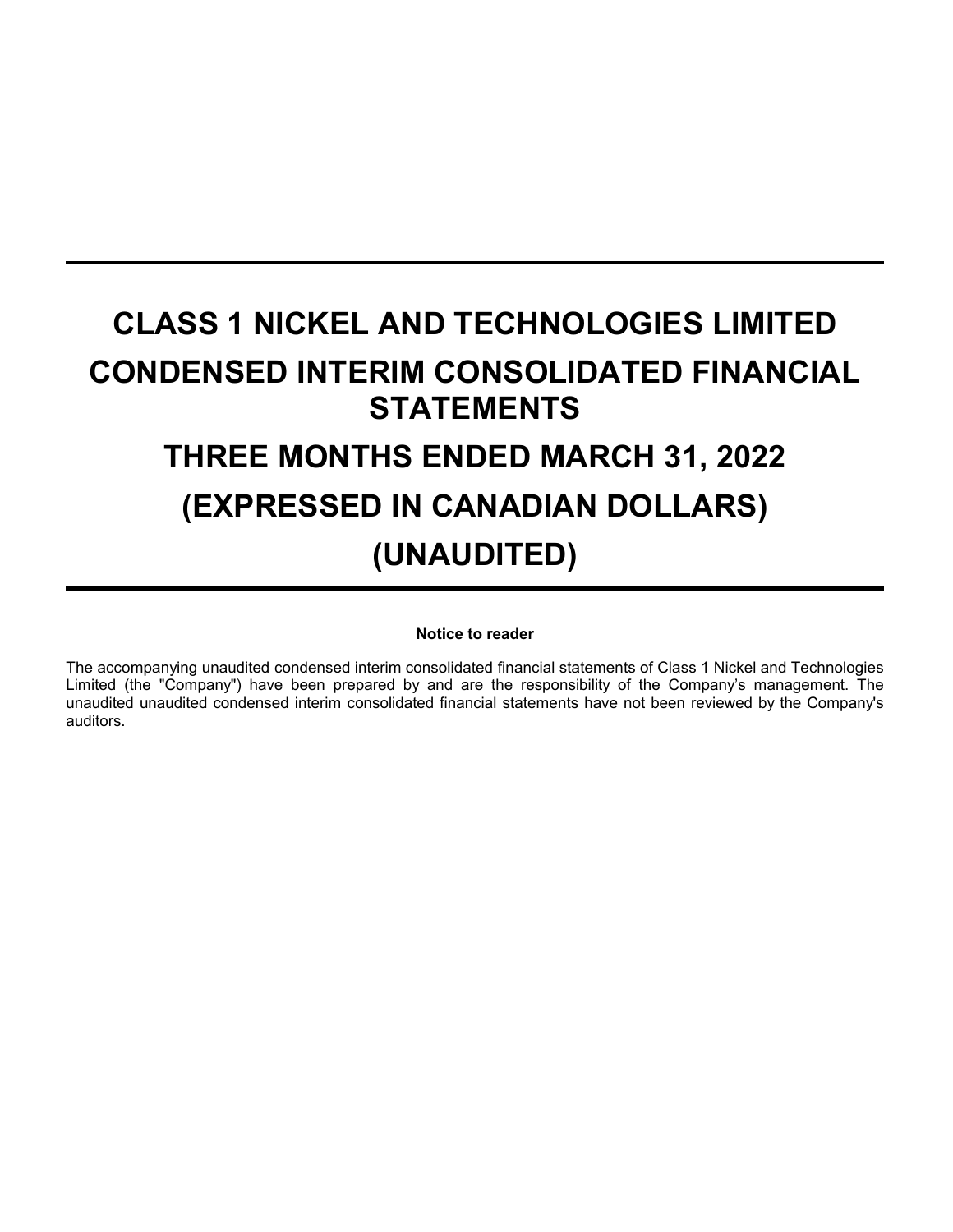# CLASS 1 NICKEL AND TECHNOLOGIES LIMITED

# CONDENSED INTERIM CONSOLIDATED FINANCIAL STATEMENTS

# THREE MONTHS ENDED MARCH 31, 2022

# (EXPRESSED IN CANADIAN DOLLARS)

# (UNAUDITED)

**Notice to reader**

The accompanying unaudited condensed interim consolidated financial statements of Class 1 Nickel and Technologies Limited (the "Company") have been prepared by and are the responsibility of the Company's management. The unaudited unaudited condensed interim consolidated financial statements have not been reviewed by the Company's auditors.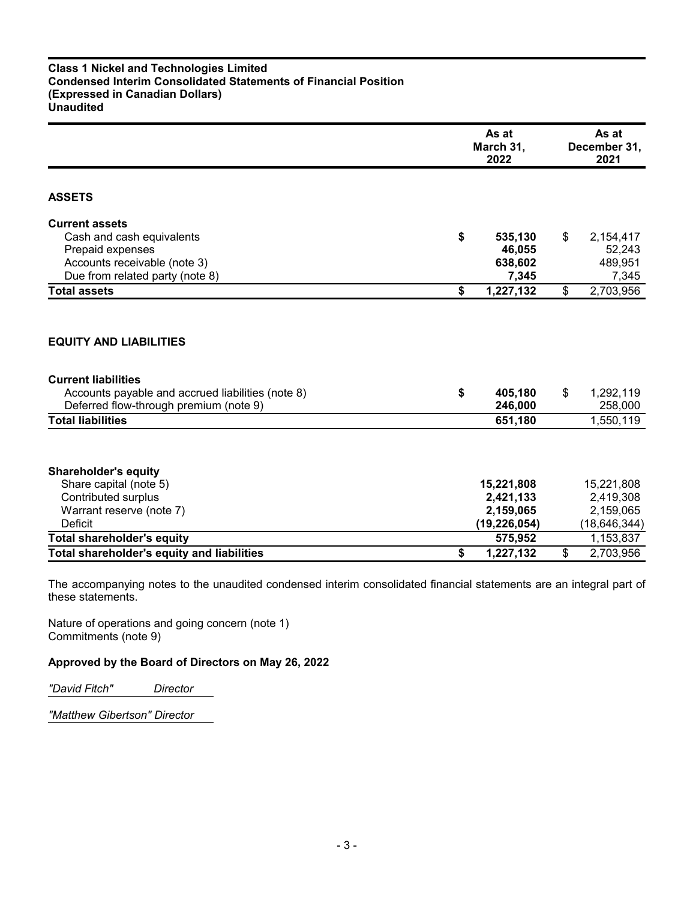**Class 1 Nickel and Technologies Limited**
**Condensed Interim Consolidated Statements of Financial Position**
**(Expressed in Canadian Dollars)**
**Unaudited**

| | As at March 31, 2022 | As at December 31, 2021 |
|---|---|---|
| **ASSETS** | | |
| **Current assets** | | |
| Cash and cash equivalents | **$ 535,130** | $ 2,154,417 |
| Prepaid expenses | **46,055** | 52,243 |
| Accounts receivable (note 3) | **638,602** | 489,951 |
| Due from related party (note 8) | **7,345** | 7,345 |
| **Total assets** | **$ 1,227,132** | $ 2,703,956 |
| **EQUITY AND LIABILITIES** | | |
| **Current liabilities** | | |
| Accounts payable and accrued liabilities (note 8) | **$ 405,180** | $ 1,292,119 |
| Deferred flow-through premium (note 9) | **246,000** | 258,000 |
| **Total liabilities** | **651,180** | 1,550,119 |
| **Shareholder's equity** | | |
| Share capital (note 5) | **15,221,808** | 15,221,808 |
| Contributed surplus | **2,421,133** | 2,419,308 |
| Warrant reserve (note 7) | **2,159,065** | 2,159,065 |
| Deficit | **(19,226,054)** | (18,646,344) |
| **Total shareholder's equity** | **575,952** | 1,153,837 |
| **Total shareholder's equity and liabilities** | **$ 1,227,132** | $ 2,703,956 |

The accompanying notes to the unaudited condensed interim consolidated financial statements are an integral part of these statements.

Nature of operations and going concern (note 1)
Commitments (note 9)

**Approved by the Board of Directors on May 26, 2022**

*"David Fitch" Director*

*"Matthew Gibertson" Director*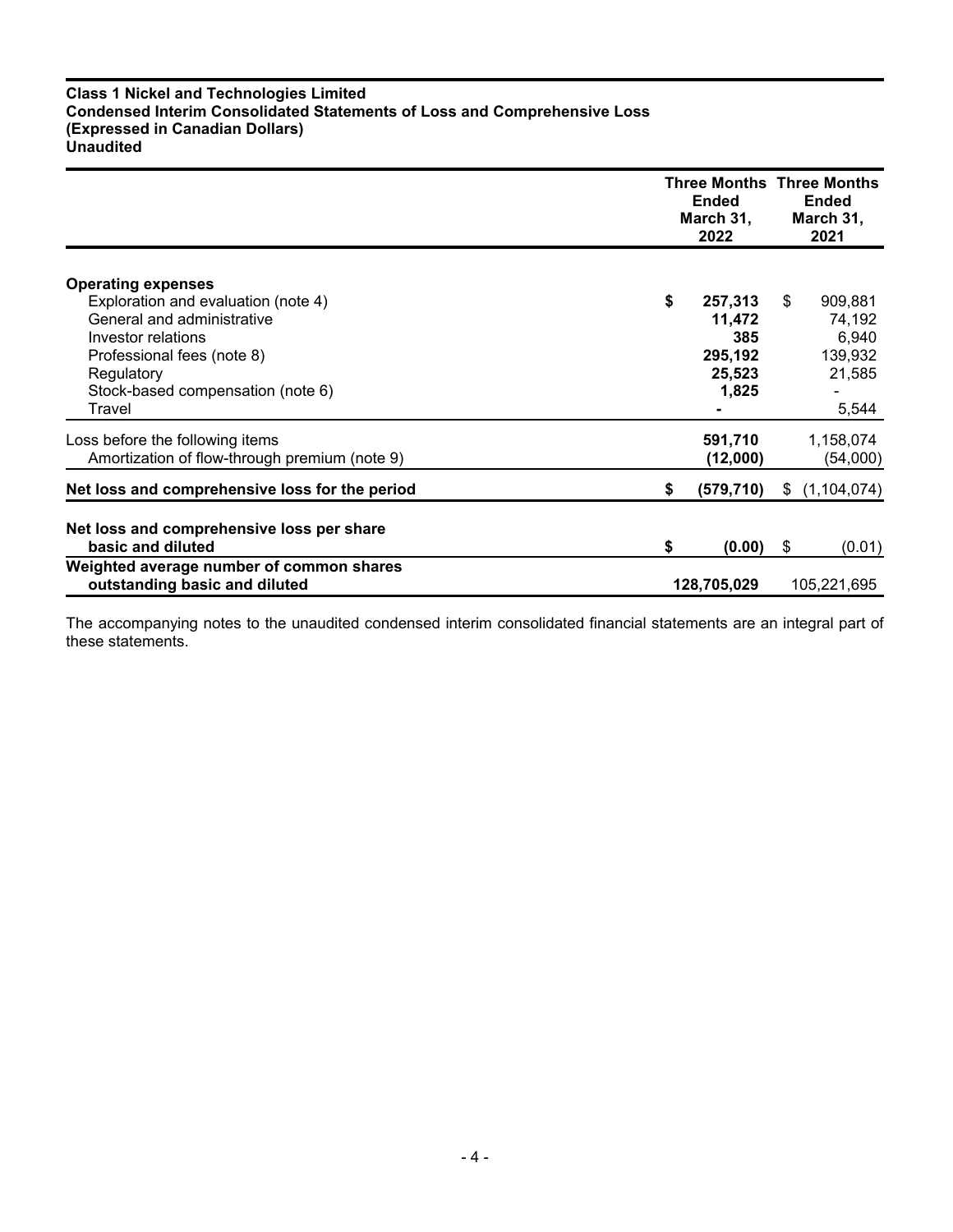**Class 1 Nickel and Technologies Limited**
**Condensed Interim Consolidated Statements of Loss and Comprehensive Loss**
**(Expressed in Canadian Dollars)**
**Unaudited**

| | Three Months Ended March 31, 2022 | Three Months Ended March 31, 2021 |
|---|---|---|
| **Operating expenses** | | |
| Exploration and evaluation (note 4) | **$ 257,313** | $ 909,881 |
| General and administrative | **11,472** | 74,192 |
| Investor relations | **385** | 6,940 |
| Professional fees (note 8) | **295,192** | 139,932 |
| Regulatory | **25,523** | 21,585 |
| Stock-based compensation (note 6) | **1,825** | - |
| Travel | **-** | 5,544 |
| Loss before the following items | **591,710** | 1,158,074 |
| Amortization of flow-through premium (note 9) | **(12,000)** | (54,000) |
| **Net loss and comprehensive loss for the period** | **$ (579,710)** | $ (1,104,074) |
| **Net loss and comprehensive loss per share basic and diluted** | **$ (0.00)** | $ (0.01) |
| **Weighted average number of common shares outstanding basic and diluted** | **128,705,029** | 105,221,695 |

The accompanying notes to the unaudited condensed interim consolidated financial statements are an integral part of these statements.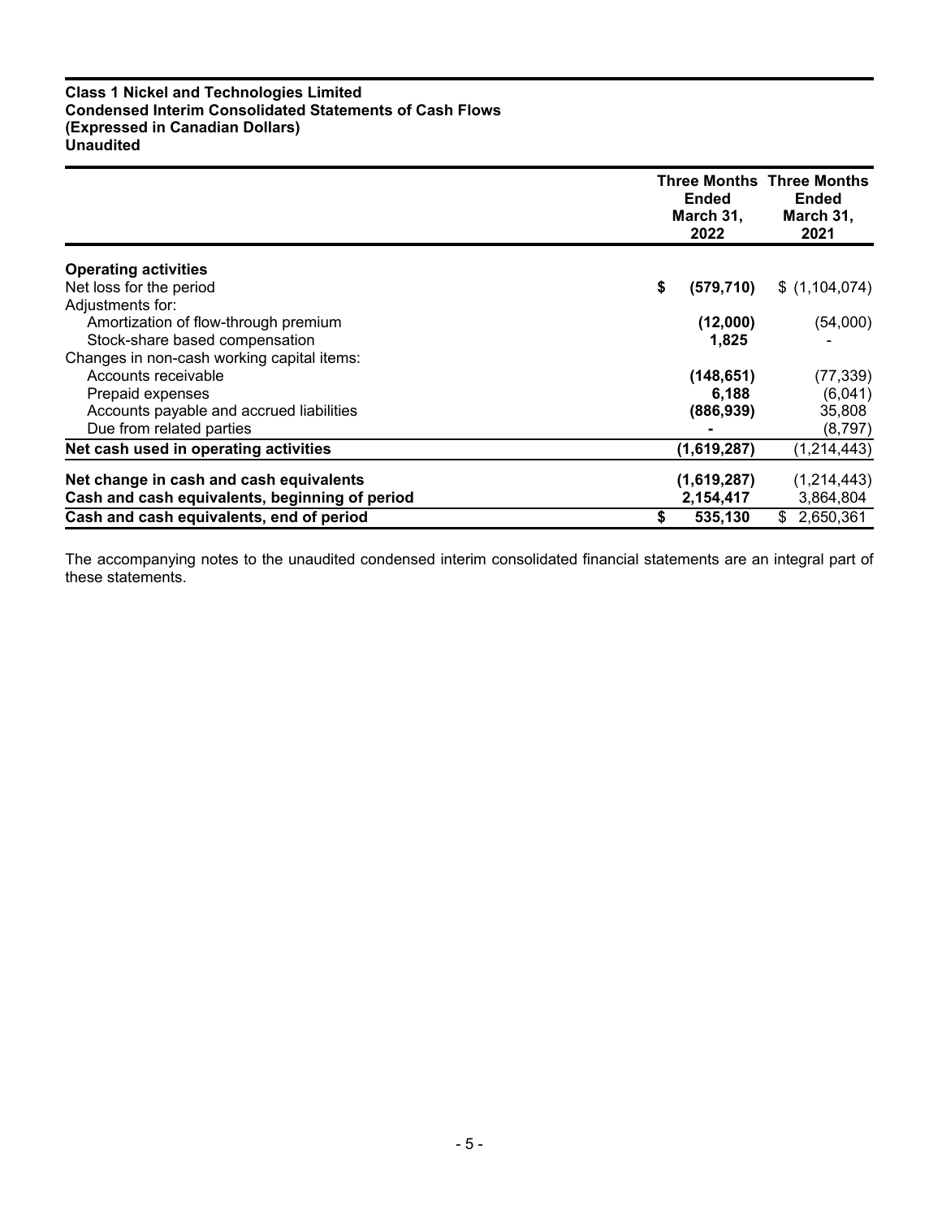**Class 1 Nickel and Technologies Limited**
**Condensed Interim Consolidated Statements of Cash Flows**
**(Expressed in Canadian Dollars)**
**Unaudited**

| | Three Months Ended March 31, 2022 | Three Months Ended March 31, 2021 |
|---|---|---|
| **Operating activities** | | |
| Net loss for the period | **$ (579,710)** | $ (1,104,074) |
| Adjustments for: | | |
| Amortization of flow-through premium | **(12,000)** | (54,000) |
| Stock-share based compensation | **1,825** | - |
| Changes in non-cash working capital items: | | |
| Accounts receivable | **(148,651)** | (77,339) |
| Prepaid expenses | **6,188** | (6,041) |
| Accounts payable and accrued liabilities | **(886,939)** | 35,808 |
| Due from related parties | **-** | (8,797) |
| **Net cash used in operating activities** | **(1,619,287)** | (1,214,443) |
| **Net change in cash and cash equivalents** | **(1,619,287)** | (1,214,443) |
| **Cash and cash equivalents, beginning of period** | **2,154,417** | 3,864,804 |
| **Cash and cash equivalents, end of period** | **$ 535,130** | $ 2,650,361 |

The accompanying notes to the unaudited condensed interim consolidated financial statements are an integral part of these statements.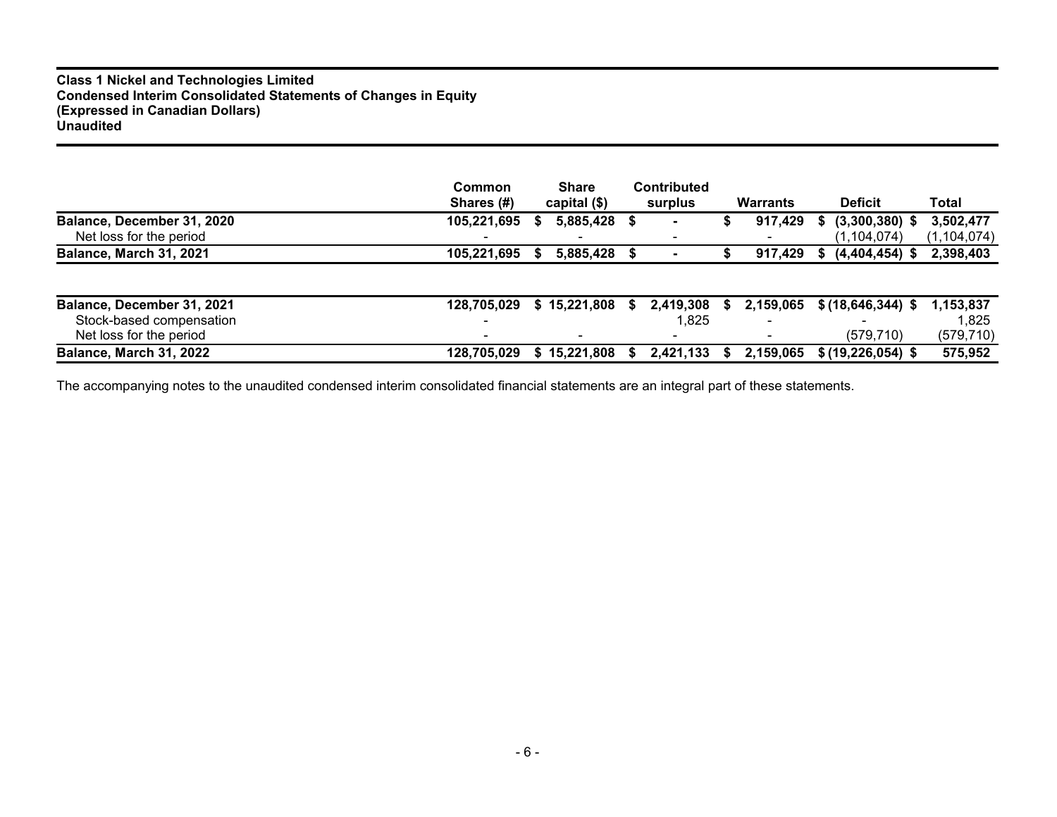**Class 1 Nickel and Technologies Limited**
**Condensed Interim Consolidated Statements of Changes in Equity**
**(Expressed in Canadian Dollars)**
**Unaudited**

| | Common Shares (#) | Share capital ($) | Contributed surplus | Warrants | Deficit | Total |
|---|---|---|---|---|---|---|
| **Balance, December 31, 2020** | **105,221,695** | **$ 5,885,428** | **$ -** | **$ 917,429** | **$ (3,300,380)** | **$ 3,502,477** |
| Net loss for the period | - | - | - | - | (1,104,074) | (1,104,074) |
| **Balance, March 31, 2021** | **105,221,695** | **$ 5,885,428** | **$ -** | **$ 917,429** | **$ (4,404,454)** | **$ 2,398,403** |
| | | | | | | |
| **Balance, December 31, 2021** | **128,705,029** | **$ 15,221,808** | **$ 2,419,308** | **$ 2,159,065** | **$ (18,646,344)** | **$ 1,153,837** |
| Stock-based compensation | - | | 1,825 | - | - | 1,825 |
| Net loss for the period | - | - | - | - | (579,710) | (579,710) |
| **Balance, March 31, 2022** | **128,705,029** | **$ 15,221,808** | **$ 2,421,133** | **$ 2,159,065** | **$ (19,226,054)** | **$ 575,952** |

The accompanying notes to the unaudited condensed interim consolidated financial statements are an integral part of these statements.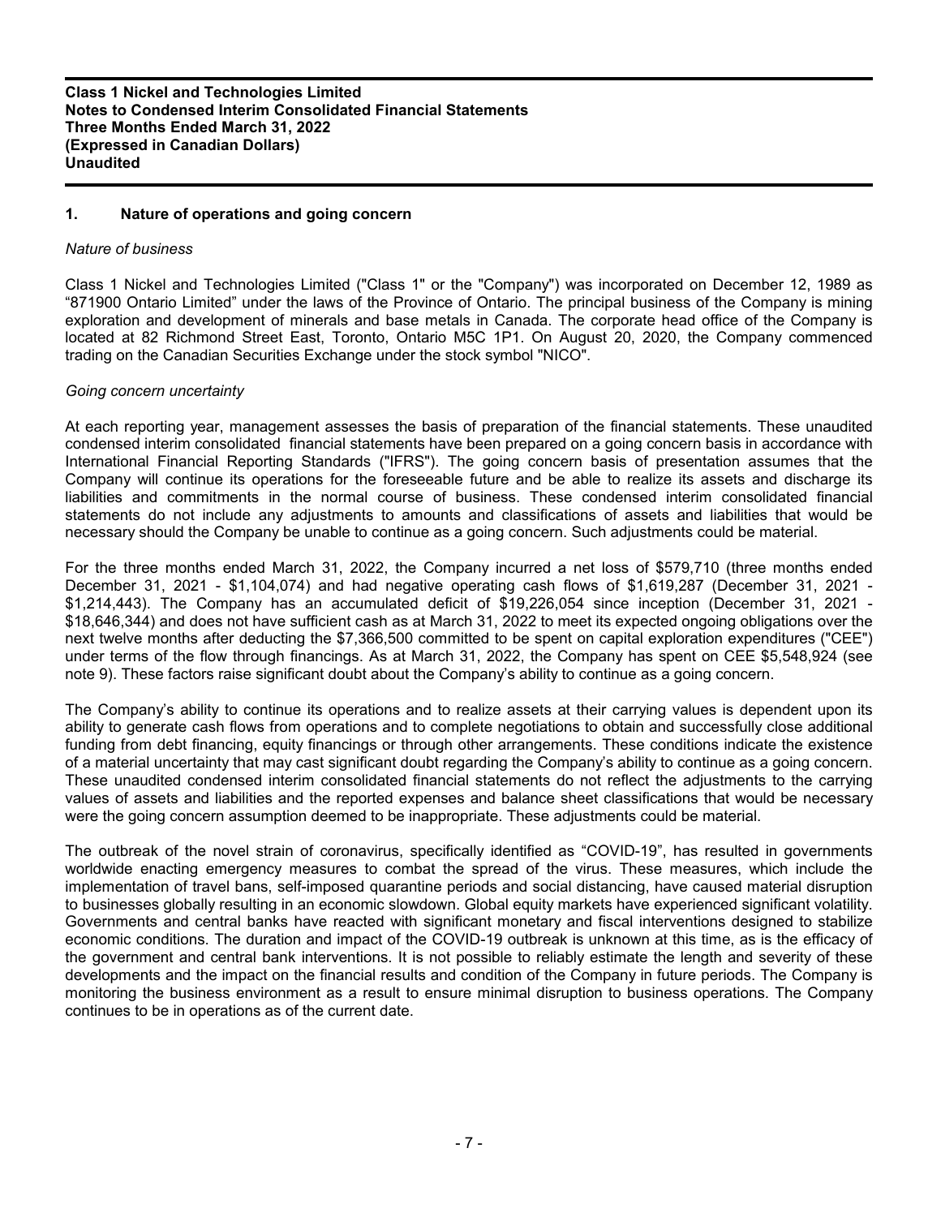## 1. Nature of operations and going concern

*Nature of business*

Class 1 Nickel and Technologies Limited ("Class 1" or the "Company") was incorporated on December 12, 1989 as "871900 Ontario Limited" under the laws of the Province of Ontario. The principal business of the Company is mining exploration and development of minerals and base metals in Canada. The corporate head office of the Company is located at 82 Richmond Street East, Toronto, Ontario M5C 1P1. On August 20, 2020, the Company commenced trading on the Canadian Securities Exchange under the stock symbol "NICO".

*Going concern uncertainty*

At each reporting year, management assesses the basis of preparation of the financial statements. These unaudited condensed interim consolidated financial statements have been prepared on a going concern basis in accordance with International Financial Reporting Standards ("IFRS"). The going concern basis of presentation assumes that the Company will continue its operations for the foreseeable future and be able to realize its assets and discharge its liabilities and commitments in the normal course of business. These condensed interim consolidated financial statements do not include any adjustments to amounts and classifications of assets and liabilities that would be necessary should the Company be unable to continue as a going concern. Such adjustments could be material.

For the three months ended March 31, 2022, the Company incurred a net loss of $579,710 (three months ended December 31, 2021 - $1,104,074) and had negative operating cash flows of $1,619,287 (December 31, 2021 - $1,214,443). The Company has an accumulated deficit of $19,226,054 since inception (December 31, 2021 - $18,646,344) and does not have sufficient cash as at March 31, 2022 to meet its expected ongoing obligations over the next twelve months after deducting the $7,366,500 committed to be spent on capital exploration expenditures ("CEE") under terms of the flow through financings. As at March 31, 2022, the Company has spent on CEE $5,548,924 (see note 9). These factors raise significant doubt about the Company's ability to continue as a going concern.

The Company's ability to continue its operations and to realize assets at their carrying values is dependent upon its ability to generate cash flows from operations and to complete negotiations to obtain and successfully close additional funding from debt financing, equity financings or through other arrangements. These conditions indicate the existence of a material uncertainty that may cast significant doubt regarding the Company's ability to continue as a going concern. These unaudited condensed interim consolidated financial statements do not reflect the adjustments to the carrying values of assets and liabilities and the reported expenses and balance sheet classifications that would be necessary were the going concern assumption deemed to be inappropriate. These adjustments could be material.

The outbreak of the novel strain of coronavirus, specifically identified as "COVID-19", has resulted in governments worldwide enacting emergency measures to combat the spread of the virus. These measures, which include the implementation of travel bans, self-imposed quarantine periods and social distancing, have caused material disruption to businesses globally resulting in an economic slowdown. Global equity markets have experienced significant volatility. Governments and central banks have reacted with significant monetary and fiscal interventions designed to stabilize economic conditions. The duration and impact of the COVID-19 outbreak is unknown at this time, as is the efficacy of the government and central bank interventions. It is not possible to reliably estimate the length and severity of these developments and the impact on the financial results and condition of the Company in future periods. The Company is monitoring the business environment as a result to ensure minimal disruption to business operations. The Company continues to be in operations as of the current date.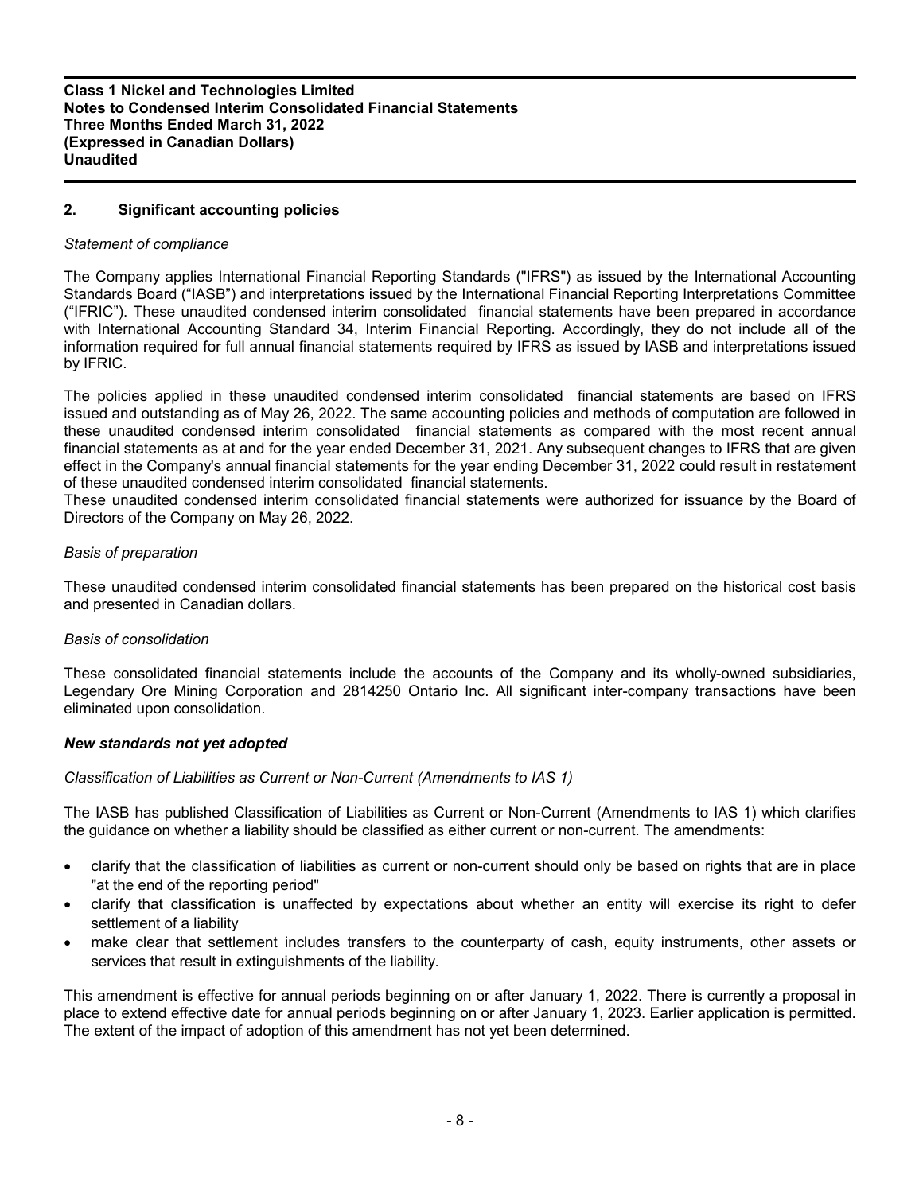## 2. Significant accounting policies

*Statement of compliance*

The Company applies International Financial Reporting Standards ("IFRS") as issued by the International Accounting Standards Board ("IASB") and interpretations issued by the International Financial Reporting Interpretations Committee ("IFRIC"). These unaudited condensed interim consolidated financial statements have been prepared in accordance with International Accounting Standard 34, Interim Financial Reporting. Accordingly, they do not include all of the information required for full annual financial statements required by IFRS as issued by IASB and interpretations issued by IFRIC.

The policies applied in these unaudited condensed interim consolidated financial statements are based on IFRS issued and outstanding as of May 26, 2022. The same accounting policies and methods of computation are followed in these unaudited condensed interim consolidated financial statements as compared with the most recent annual financial statements as at and for the year ended December 31, 2021. Any subsequent changes to IFRS that are given effect in the Company's annual financial statements for the year ending December 31, 2022 could result in restatement of these unaudited condensed interim consolidated financial statements.

These unaudited condensed interim consolidated financial statements were authorized for issuance by the Board of Directors of the Company on May 26, 2022.

*Basis of preparation*

These unaudited condensed interim consolidated financial statements has been prepared on the historical cost basis and presented in Canadian dollars.

*Basis of consolidation*

These consolidated financial statements include the accounts of the Company and its wholly-owned subsidiaries, Legendary Ore Mining Corporation and 2814250 Ontario Inc. All significant inter-company transactions have been eliminated upon consolidation.

***New standards not yet adopted***

*Classification of Liabilities as Current or Non-Current (Amendments to IAS 1)*

The IASB has published Classification of Liabilities as Current or Non-Current (Amendments to IAS 1) which clarifies the guidance on whether a liability should be classified as either current or non-current. The amendments:

- clarify that the classification of liabilities as current or non-current should only be based on rights that are in place "at the end of the reporting period"
- clarify that classification is unaffected by expectations about whether an entity will exercise its right to defer settlement of a liability
- make clear that settlement includes transfers to the counterparty of cash, equity instruments, other assets or services that result in extinguishments of the liability.

This amendment is effective for annual periods beginning on or after January 1, 2022. There is currently a proposal in place to extend effective date for annual periods beginning on or after January 1, 2023. Earlier application is permitted. The extent of the impact of adoption of this amendment has not yet been determined.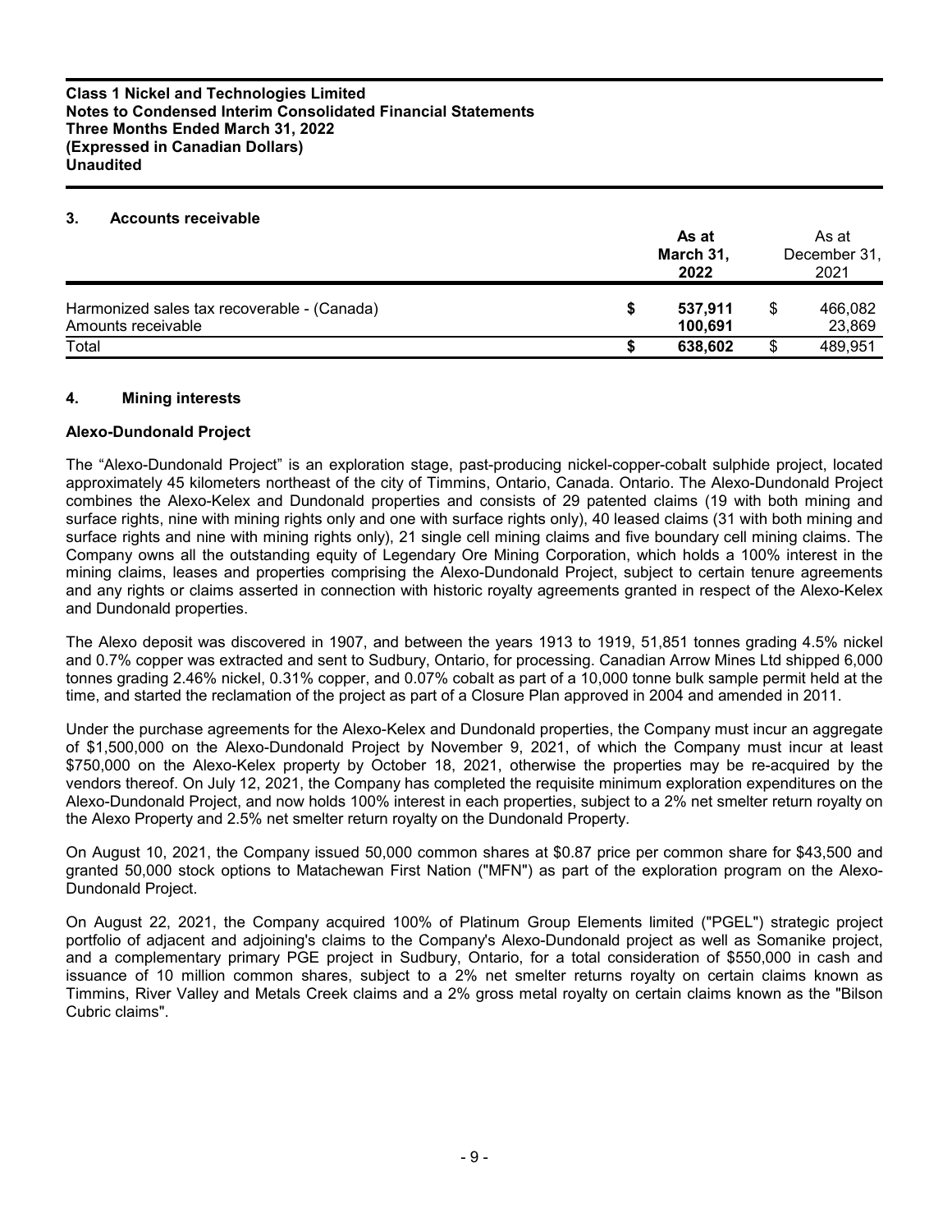## 3. Accounts receivable

| | As at March 31, 2022 | As at December 31, 2021 |
|---|---|---|
| Harmonized sales tax recoverable - (Canada) | $ 537,911 | $ 466,082 |
| Amounts receivable | 100,691 | 23,869 |
| Total | $ 638,602 | $ 489,951 |

## 4. Mining interests

### Alexo-Dundonald Project

The "Alexo-Dundonald Project" is an exploration stage, past-producing nickel-copper-cobalt sulphide project, located approximately 45 kilometers northeast of the city of Timmins, Ontario, Canada. Ontario. The Alexo-Dundonald Project combines the Alexo-Kelex and Dundonald properties and consists of 29 patented claims (19 with both mining and surface rights, nine with mining rights only and one with surface rights only), 40 leased claims (31 with both mining and surface rights and nine with mining rights only), 21 single cell mining claims and five boundary cell mining claims. The Company owns all the outstanding equity of Legendary Ore Mining Corporation, which holds a 100% interest in the mining claims, leases and properties comprising the Alexo-Dundonald Project, subject to certain tenure agreements and any rights or claims asserted in connection with historic royalty agreements granted in respect of the Alexo-Kelex and Dundonald properties.

The Alexo deposit was discovered in 1907, and between the years 1913 to 1919, 51,851 tonnes grading 4.5% nickel and 0.7% copper was extracted and sent to Sudbury, Ontario, for processing. Canadian Arrow Mines Ltd shipped 6,000 tonnes grading 2.46% nickel, 0.31% copper, and 0.07% cobalt as part of a 10,000 tonne bulk sample permit held at the time, and started the reclamation of the project as part of a Closure Plan approved in 2004 and amended in 2011.

Under the purchase agreements for the Alexo-Kelex and Dundonald properties, the Company must incur an aggregate of $1,500,000 on the Alexo-Dundonald Project by November 9, 2021, of which the Company must incur at least $750,000 on the Alexo-Kelex property by October 18, 2021, otherwise the properties may be re-acquired by the vendors thereof. On July 12, 2021, the Company has completed the requisite minimum exploration expenditures on the Alexo-Dundonald Project, and now holds 100% interest in each properties, subject to a 2% net smelter return royalty on the Alexo Property and 2.5% net smelter return royalty on the Dundonald Property.

On August 10, 2021, the Company issued 50,000 common shares at $0.87 price per common share for $43,500 and granted 50,000 stock options to Matachewan First Nation ("MFN") as part of the exploration program on the Alexo-Dundonald Project.

On August 22, 2021, the Company acquired 100% of Platinum Group Elements limited ("PGEL") strategic project portfolio of adjacent and adjoining's claims to the Company's Alexo-Dundonald project as well as Somanike project, and a complementary primary PGE project in Sudbury, Ontario, for a total consideration of $550,000 in cash and issuance of 10 million common shares, subject to a 2% net smelter returns royalty on certain claims known as Timmins, River Valley and Metals Creek claims and a 2% gross metal royalty on certain claims known as the "Bilson Cubric claims".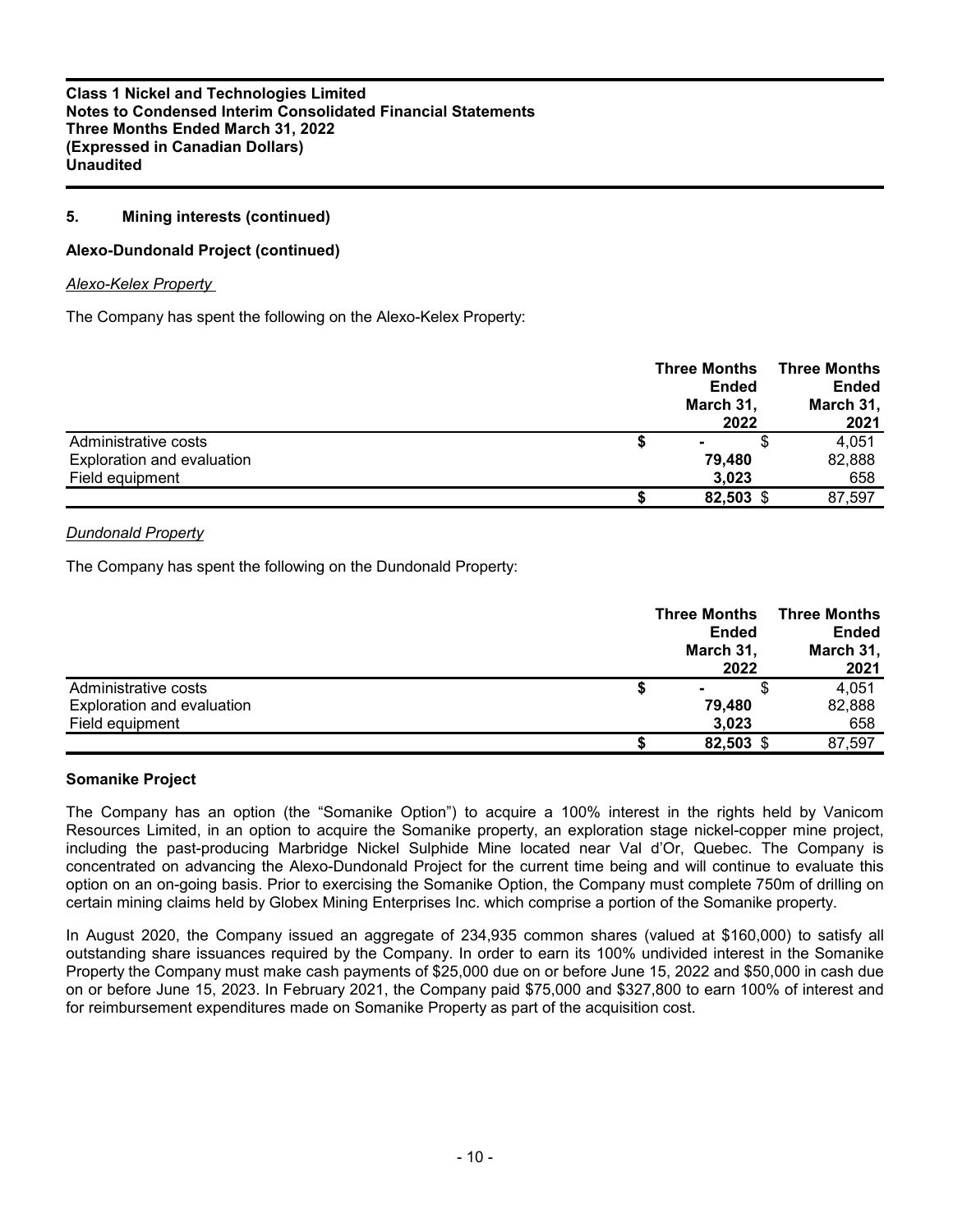## 5. Mining interests (continued)

### Alexo-Dundonald Project (continued)

*Alexo-Kelex Property*

The Company has spent the following on the Alexo-Kelex Property:

| | Three Months Ended March 31, 2022 | Three Months Ended March 31, 2021 |
|---|---|---|
| Administrative costs | $ - | $ 4,051 |
| Exploration and evaluation | **79,480** | 82,888 |
| Field equipment | **3,023** | 658 |
| | **$ 82,503** | $ 87,597 |

*Dundonald Property*

The Company has spent the following on the Dundonald Property:

| | Three Months Ended March 31, 2022 | Three Months Ended March 31, 2021 |
|---|---|---|
| Administrative costs | $ - | $ 4,051 |
| Exploration and evaluation | **79,480** | 82,888 |
| Field equipment | **3,023** | 658 |
| | **$ 82,503** | $ 87,597 |

### Somanike Project

The Company has an option (the "Somanike Option") to acquire a 100% interest in the rights held by Vanicom Resources Limited, in an option to acquire the Somanike property, an exploration stage nickel-copper mine project, including the past-producing Marbridge Nickel Sulphide Mine located near Val d'Or, Quebec. The Company is concentrated on advancing the Alexo-Dundonald Project for the current time being and will continue to evaluate this option on an on-going basis. Prior to exercising the Somanike Option, the Company must complete 750m of drilling on certain mining claims held by Globex Mining Enterprises Inc. which comprise a portion of the Somanike property.

In August 2020, the Company issued an aggregate of 234,935 common shares (valued at $160,000) to satisfy all outstanding share issuances required by the Company. In order to earn its 100% undivided interest in the Somanike Property the Company must make cash payments of $25,000 due on or before June 15, 2022 and $50,000 in cash due on or before June 15, 2023. In February 2021, the Company paid $75,000 and $327,800 to earn 100% of interest and for reimbursement expenditures made on Somanike Property as part of the acquisition cost.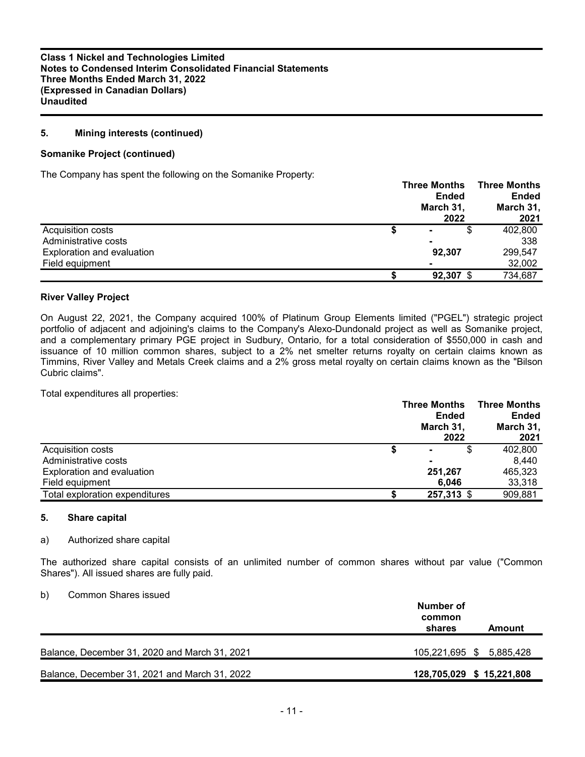## 5. Mining interests (continued)

### Somanike Project (continued)

The Company has spent the following on the Somanike Property:

| | Three Months Ended March 31, 2022 | Three Months Ended March 31, 2021 |
|---|---|---|
| Acquisition costs | $ - | $ 402,800 |
| Administrative costs | - | 338 |
| Exploration and evaluation | **92,307** | 299,547 |
| Field equipment | - | 32,002 |
| | **$ 92,307** | $ 734,687 |

### River Valley Project

On August 22, 2021, the Company acquired 100% of Platinum Group Elements limited ("PGEL") strategic project portfolio of adjacent and adjoining's claims to the Company's Alexo-Dundonald project as well as Somanike project, and a complementary primary PGE project in Sudbury, Ontario, for a total consideration of $550,000 in cash and issuance of 10 million common shares, subject to a 2% net smelter returns royalty on certain claims known as Timmins, River Valley and Metals Creek claims and a 2% gross metal royalty on certain claims known as the "Bilson Cubric claims".

Total expenditures all properties:

| | Three Months Ended March 31, 2022 | Three Months Ended March 31, 2021 |
|---|---|---|
| Acquisition costs | $ - | $ 402,800 |
| Administrative costs | - | 8,440 |
| Exploration and evaluation | **251,267** | 465,323 |
| Field equipment | **6,046** | 33,318 |
| Total exploration expenditures | **$ 257,313** | $ 909,881 |

## 5. Share capital

a) Authorized share capital

The authorized share capital consists of an unlimited number of common shares without par value ("Common Shares"). All issued shares are fully paid.

b) Common Shares issued

| | Number of common shares | Amount |
|---|---|---|
| Balance, December 31, 2020 and March 31, 2021 | 105,221,695 | $ 5,885,428 |
| **Balance, December 31, 2021 and March 31, 2022** | **128,705,029** | **$ 15,221,808** |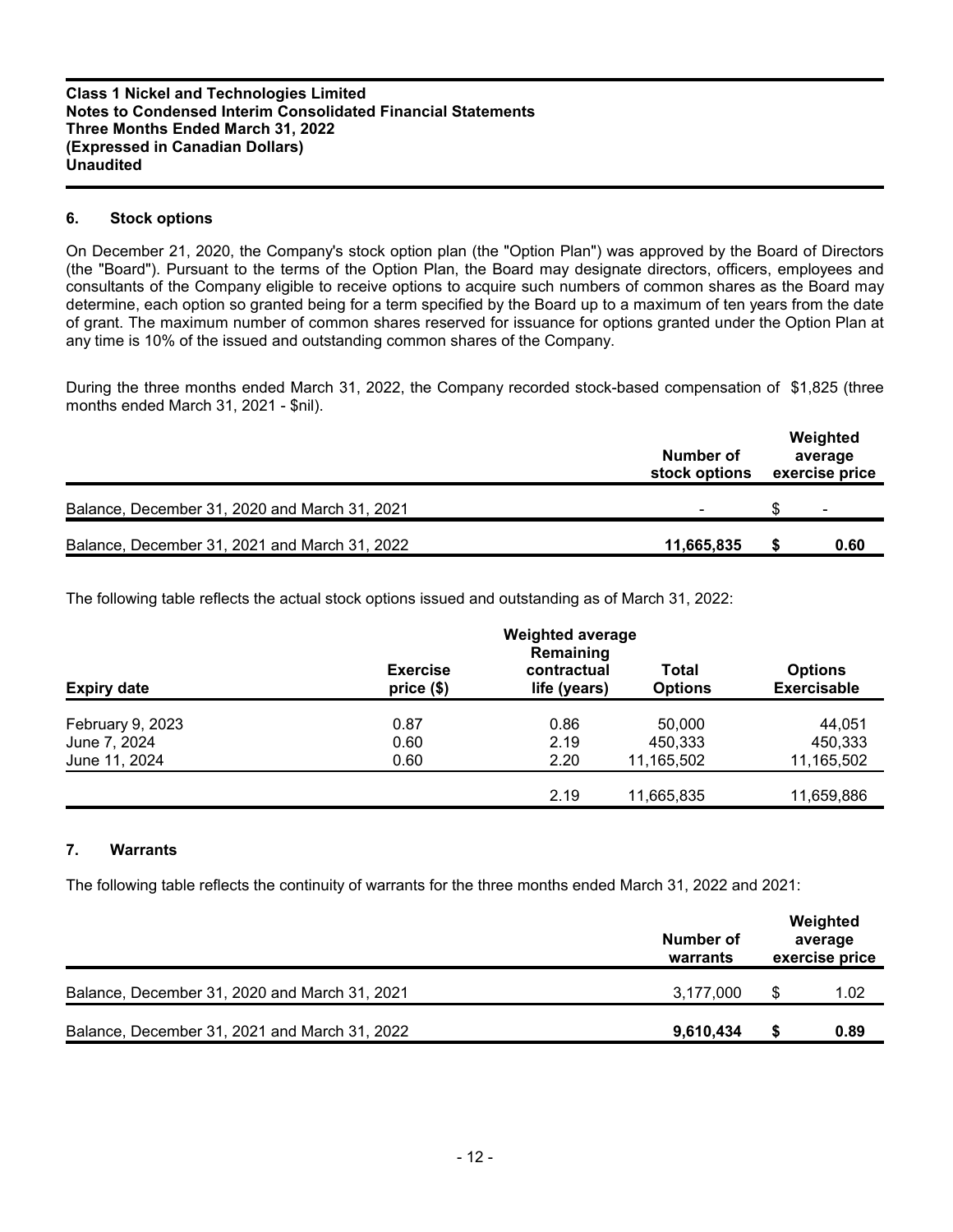## 6. Stock options

On December 21, 2020, the Company's stock option plan (the "Option Plan") was approved by the Board of Directors (the "Board"). Pursuant to the terms of the Option Plan, the Board may designate directors, officers, employees and consultants of the Company eligible to receive options to acquire such numbers of common shares as the Board may determine, each option so granted being for a term specified by the Board up to a maximum of ten years from the date of grant. The maximum number of common shares reserved for issuance for options granted under the Option Plan at any time is 10% of the issued and outstanding common shares of the Company.

During the three months ended March 31, 2022, the Company recorded stock-based compensation of $1,825 (three months ended March 31, 2021 - $nil).

| | Number of stock options | Weighted average exercise price |
|---|---|---|
| Balance, December 31, 2020 and March 31, 2021 | - | $ - |
| Balance, December 31, 2021 and March 31, 2022 | **11,665,835** | **$ 0.60** |

The following table reflects the actual stock options issued and outstanding as of March 31, 2022:

| Expiry date | Exercise price ($) | Weighted average Remaining contractual life (years) | Total Options | Options Exercisable |
|---|---|---|---|---|
| February 9, 2023 | 0.87 | 0.86 | 50,000 | 44,051 |
| June 7, 2024 | 0.60 | 2.19 | 450,333 | 450,333 |
| June 11, 2024 | 0.60 | 2.20 | 11,165,502 | 11,165,502 |
| | | 2.19 | 11,665,835 | 11,659,886 |

## 7. Warrants

The following table reflects the continuity of warrants for the three months ended March 31, 2022 and 2021:

| | Number of warrants | Weighted average exercise price |
|---|---|---|
| Balance, December 31, 2020 and March 31, 2021 | 3,177,000 | $ 1.02 |
| Balance, December 31, 2021 and March 31, 2022 | **9,610,434** | **$ 0.89** |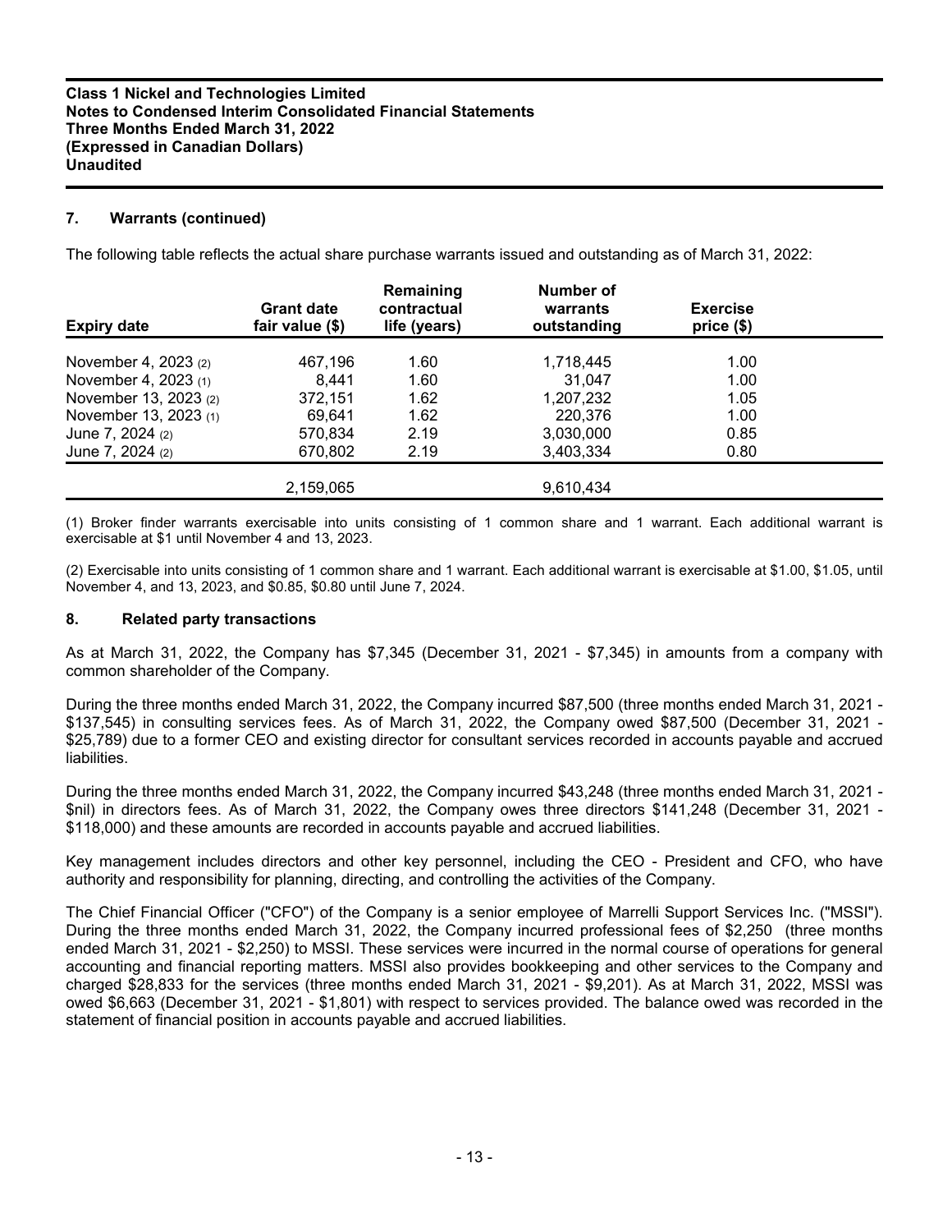## 7. Warrants (continued)

The following table reflects the actual share purchase warrants issued and outstanding as of March 31, 2022:

| Expiry date | Grant date fair value ($) | Remaining contractual life (years) | Number of warrants outstanding | Exercise price ($) |
|---|---|---|---|---|
| November 4, 2023 (2) | 467,196 | 1.60 | 1,718,445 | 1.00 |
| November 4, 2023 (1) | 8,441 | 1.60 | 31,047 | 1.00 |
| November 13, 2023 (2) | 372,151 | 1.62 | 1,207,232 | 1.05 |
| November 13, 2023 (1) | 69,641 | 1.62 | 220,376 | 1.00 |
| June 7, 2024 (2) | 570,834 | 2.19 | 3,030,000 | 0.85 |
| June 7, 2024 (2) | 670,802 | 2.19 | 3,403,334 | 0.80 |
| | 2,159,065 | | 9,610,434 | |

(1) Broker finder warrants exercisable into units consisting of 1 common share and 1 warrant. Each additional warrant is exercisable at $1 until November 4 and 13, 2023.

(2) Exercisable into units consisting of 1 common share and 1 warrant. Each additional warrant is exercisable at $1.00, $1.05, until November 4, and 13, 2023, and $0.85, $0.80 until June 7, 2024.

## 8. Related party transactions

As at March 31, 2022, the Company has $7,345 (December 31, 2021 - $7,345) in amounts from a company with common shareholder of the Company.

During the three months ended March 31, 2022, the Company incurred $87,500 (three months ended March 31, 2021 - $137,545) in consulting services fees. As of March 31, 2022, the Company owed $87,500 (December 31, 2021 - $25,789) due to a former CEO and existing director for consultant services recorded in accounts payable and accrued liabilities.

During the three months ended March 31, 2022, the Company incurred $43,248 (three months ended March 31, 2021 - $nil) in directors fees. As of March 31, 2022, the Company owes three directors $141,248 (December 31, 2021 - $118,000) and these amounts are recorded in accounts payable and accrued liabilities.

Key management includes directors and other key personnel, including the CEO - President and CFO, who have authority and responsibility for planning, directing, and controlling the activities of the Company.

The Chief Financial Officer ("CFO") of the Company is a senior employee of Marrelli Support Services Inc. ("MSSI"). During the three months ended March 31, 2022, the Company incurred professional fees of $2,250 (three months ended March 31, 2021 - $2,250) to MSSI. These services were incurred in the normal course of operations for general accounting and financial reporting matters. MSSI also provides bookkeeping and other services to the Company and charged $28,833 for the services (three months ended March 31, 2021 - $9,201). As at March 31, 2022, MSSI was owed $6,663 (December 31, 2021 - $1,801) with respect to services provided. The balance owed was recorded in the statement of financial position in accounts payable and accrued liabilities.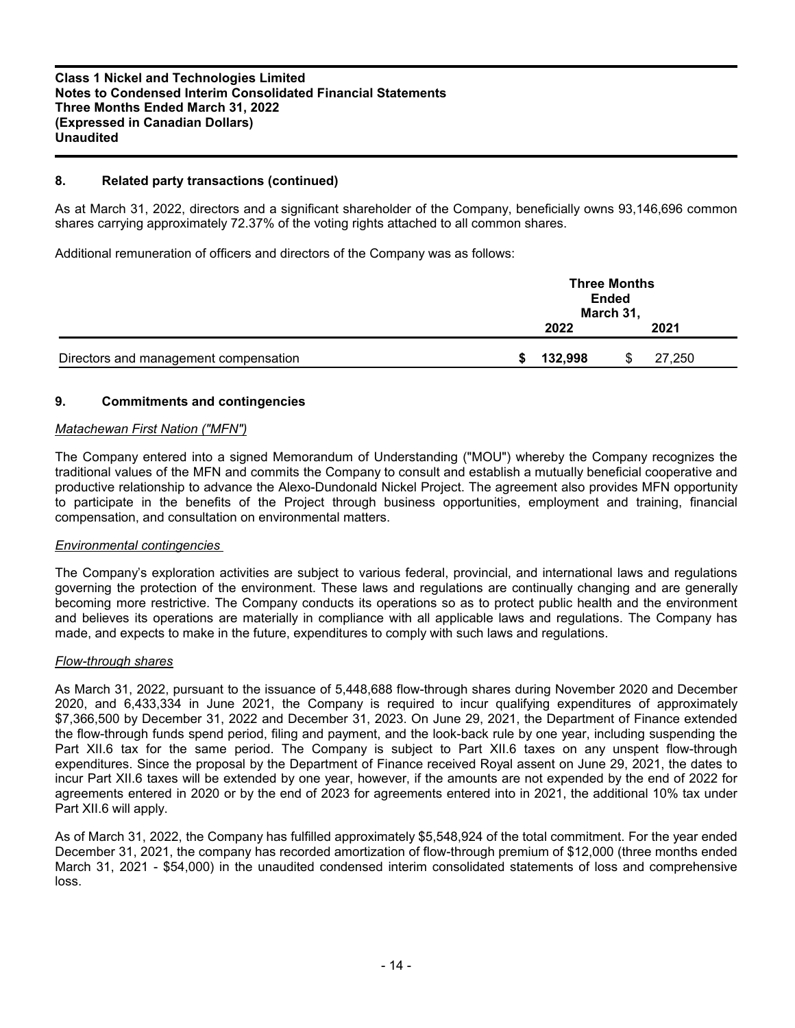## 8. Related party transactions (continued)

As at March 31, 2022, directors and a significant shareholder of the Company, beneficially owns 93,146,696 common shares carrying approximately 72.37% of the voting rights attached to all common shares.

Additional remuneration of officers and directors of the Company was as follows:

| | Three Months Ended March 31, | |
|---|---|---|
| | 2022 | 2021 |
| Directors and management compensation | $ 132,998 | $ 27,250 |

## 9. Commitments and contingencies

*Matachewan First Nation ("MFN")*

The Company entered into a signed Memorandum of Understanding ("MOU") whereby the Company recognizes the traditional values of the MFN and commits the Company to consult and establish a mutually beneficial cooperative and productive relationship to advance the Alexo-Dundonald Nickel Project. The agreement also provides MFN opportunity to participate in the benefits of the Project through business opportunities, employment and training, financial compensation, and consultation on environmental matters.

*Environmental contingencies*

The Company's exploration activities are subject to various federal, provincial, and international laws and regulations governing the protection of the environment. These laws and regulations are continually changing and are generally becoming more restrictive. The Company conducts its operations so as to protect public health and the environment and believes its operations are materially in compliance with all applicable laws and regulations. The Company has made, and expects to make in the future, expenditures to comply with such laws and regulations.

*Flow-through shares*

As March 31, 2022, pursuant to the issuance of 5,448,688 flow-through shares during November 2020 and December 2020, and 6,433,334 in June 2021, the Company is required to incur qualifying expenditures of approximately $7,366,500 by December 31, 2022 and December 31, 2023. On June 29, 2021, the Department of Finance extended the flow-through funds spend period, filing and payment, and the look-back rule by one year, including suspending the Part XII.6 tax for the same period. The Company is subject to Part XII.6 taxes on any unspent flow-through expenditures. Since the proposal by the Department of Finance received Royal assent on June 29, 2021, the dates to incur Part XII.6 taxes will be extended by one year, however, if the amounts are not expended by the end of 2022 for agreements entered in 2020 or by the end of 2023 for agreements entered into in 2021, the additional 10% tax under Part XII.6 will apply.

As of March 31, 2022, the Company has fulfilled approximately $5,548,924 of the total commitment. For the year ended December 31, 2021, the company has recorded amortization of flow-through premium of $12,000 (three months ended March 31, 2021 - $54,000) in the unaudited condensed interim consolidated statements of loss and comprehensive loss.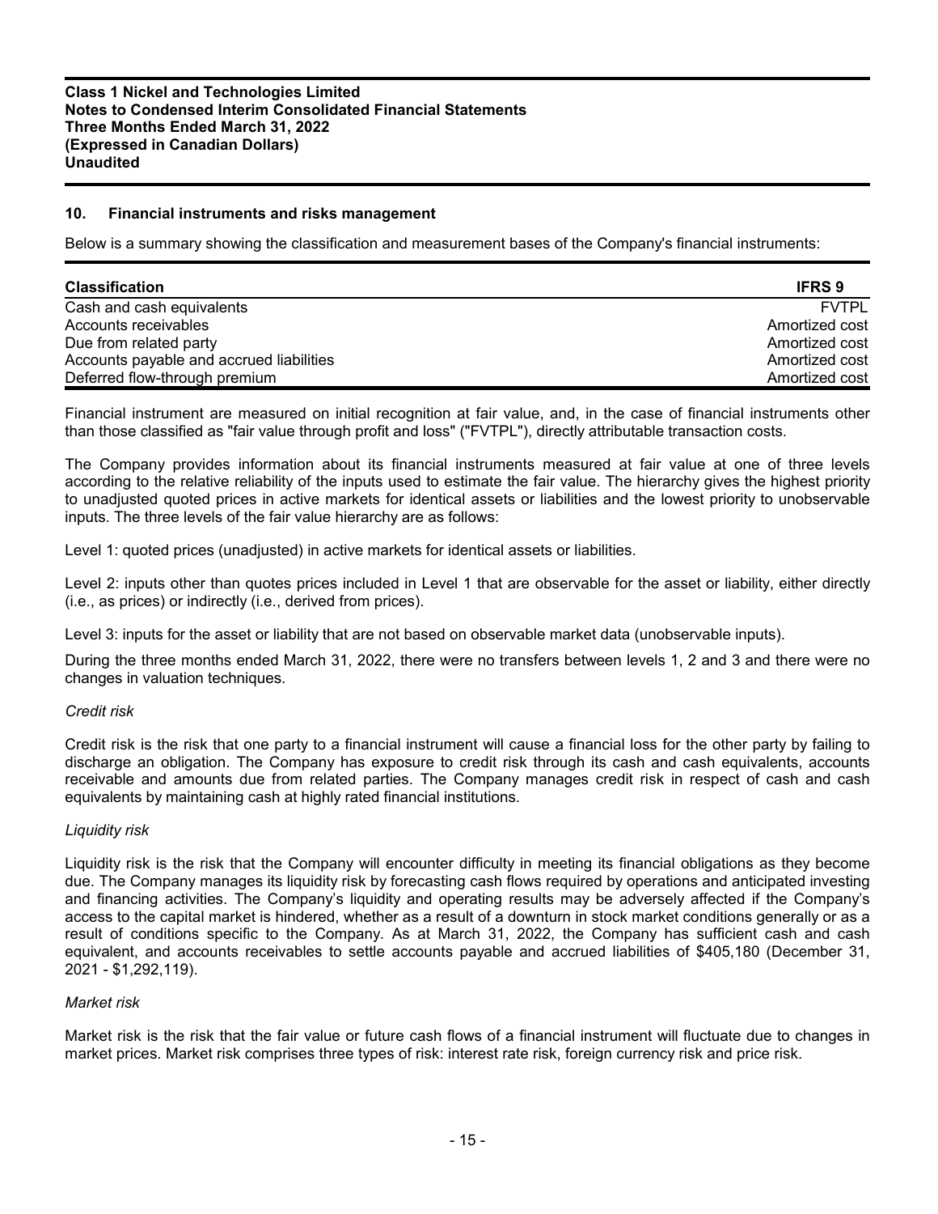## 10. Financial instruments and risks management

Below is a summary showing the classification and measurement bases of the Company's financial instruments:

| Classification | IFRS 9 |
|---|---|
| Cash and cash equivalents | FVTPL |
| Accounts receivables | Amortized cost |
| Due from related party | Amortized cost |
| Accounts payable and accrued liabilities | Amortized cost |
| Deferred flow-through premium | Amortized cost |

Financial instrument are measured on initial recognition at fair value, and, in the case of financial instruments other than those classified as "fair value through profit and loss" ("FVTPL"), directly attributable transaction costs.

The Company provides information about its financial instruments measured at fair value at one of three levels according to the relative reliability of the inputs used to estimate the fair value. The hierarchy gives the highest priority to unadjusted quoted prices in active markets for identical assets or liabilities and the lowest priority to unobservable inputs. The three levels of the fair value hierarchy are as follows:

Level 1: quoted prices (unadjusted) in active markets for identical assets or liabilities.

Level 2: inputs other than quotes prices included in Level 1 that are observable for the asset or liability, either directly (i.e., as prices) or indirectly (i.e., derived from prices).

Level 3: inputs for the asset or liability that are not based on observable market data (unobservable inputs).

During the three months ended March 31, 2022, there were no transfers between levels 1, 2 and 3 and there were no changes in valuation techniques.

*Credit risk*

Credit risk is the risk that one party to a financial instrument will cause a financial loss for the other party by failing to discharge an obligation. The Company has exposure to credit risk through its cash and cash equivalents, accounts receivable and amounts due from related parties. The Company manages credit risk in respect of cash and cash equivalents by maintaining cash at highly rated financial institutions.

*Liquidity risk*

Liquidity risk is the risk that the Company will encounter difficulty in meeting its financial obligations as they become due. The Company manages its liquidity risk by forecasting cash flows required by operations and anticipated investing and financing activities. The Company's liquidity and operating results may be adversely affected if the Company's access to the capital market is hindered, whether as a result of a downturn in stock market conditions generally or as a result of conditions specific to the Company. As at March 31, 2022, the Company has sufficient cash and cash equivalent, and accounts receivables to settle accounts payable and accrued liabilities of $405,180 (December 31, 2021 - $1,292,119).

*Market risk*

Market risk is the risk that the fair value or future cash flows of a financial instrument will fluctuate due to changes in market prices. Market risk comprises three types of risk: interest rate risk, foreign currency risk and price risk.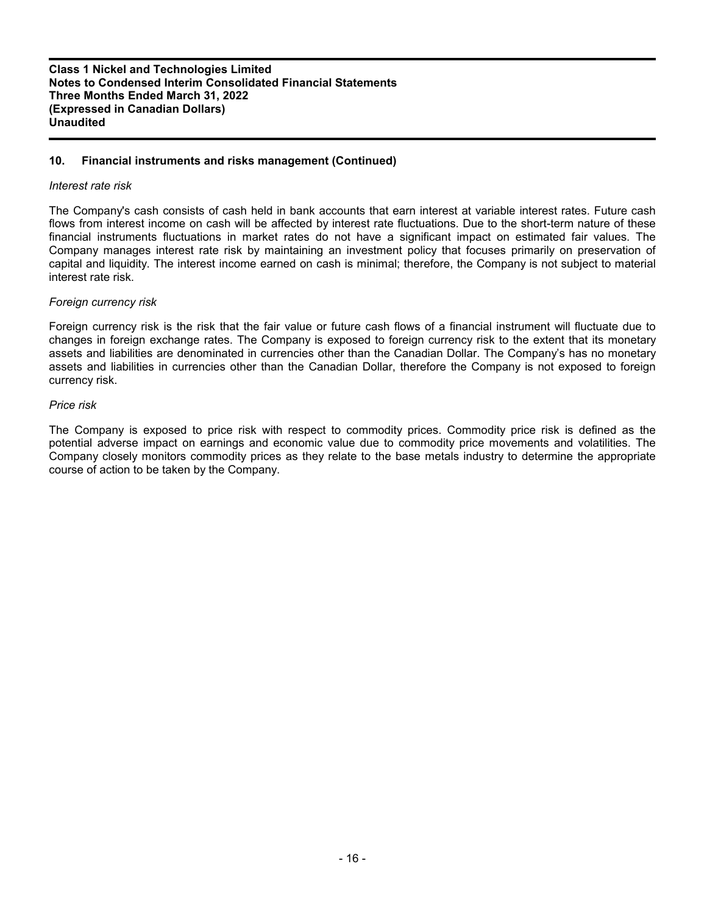## 10. Financial instruments and risks management (Continued)

*Interest rate risk*

The Company's cash consists of cash held in bank accounts that earn interest at variable interest rates. Future cash flows from interest income on cash will be affected by interest rate fluctuations. Due to the short-term nature of these financial instruments fluctuations in market rates do not have a significant impact on estimated fair values. The Company manages interest rate risk by maintaining an investment policy that focuses primarily on preservation of capital and liquidity. The interest income earned on cash is minimal; therefore, the Company is not subject to material interest rate risk.

*Foreign currency risk*

Foreign currency risk is the risk that the fair value or future cash flows of a financial instrument will fluctuate due to changes in foreign exchange rates. The Company is exposed to foreign currency risk to the extent that its monetary assets and liabilities are denominated in currencies other than the Canadian Dollar. The Company's has no monetary assets and liabilities in currencies other than the Canadian Dollar, therefore the Company is not exposed to foreign currency risk.

*Price risk*

The Company is exposed to price risk with respect to commodity prices. Commodity price risk is defined as the potential adverse impact on earnings and economic value due to commodity price movements and volatilities. The Company closely monitors commodity prices as they relate to the base metals industry to determine the appropriate course of action to be taken by the Company.